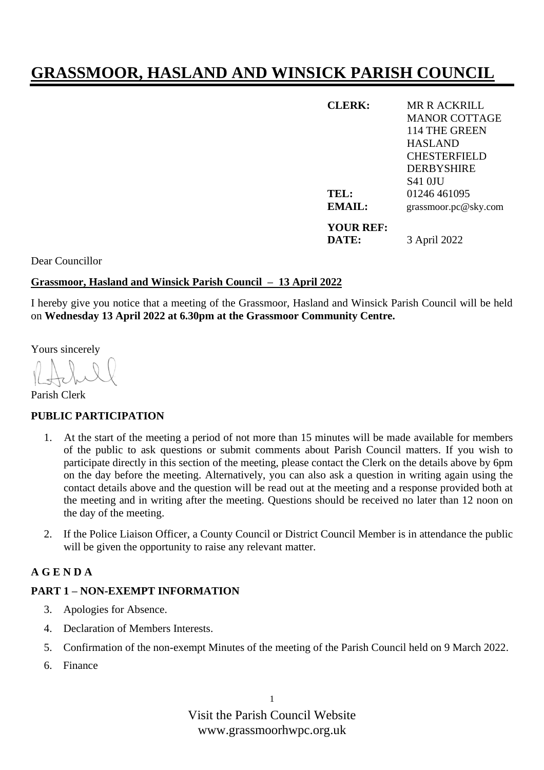# GRASSMOOR, HASLAND AND WINSICK PARISH COUNCIL

**CLERK:** MR R ACKRILL
MANOR COTTAGE
114 THE GREEN
HASLAND
CHESTERFIELD
DERBYSHIRE
S41 0JU

**TEL:** 01246 461095
**EMAIL:** grassmoor.pc@sky.com

**YOUR REF:**
**DATE:** 3 April 2022

Dear Councillor

**Grassmoor, Hasland and Winsick Parish Council – 13 April 2022**

I hereby give you notice that a meeting of the Grassmoor, Hasland and Winsick Parish Council will be held on **Wednesday 13 April 2022 at 6.30pm at the Grassmoor Community Centre.**

Yours sincerely

Parish Clerk

**PUBLIC PARTICIPATION**

1. At the start of the meeting a period of not more than 15 minutes will be made available for members of the public to ask questions or submit comments about Parish Council matters. If you wish to participate directly in this section of the meeting, please contact the Clerk on the details above by 6pm on the day before the meeting. Alternatively, you can also ask a question in writing again using the contact details above and the question will be read out at the meeting and a response provided both at the meeting and in writing after the meeting. Questions should be received no later than 12 noon on the day of the meeting.

2. If the Police Liaison Officer, a County Council or District Council Member is in attendance the public will be given the opportunity to raise any relevant matter.

**A G E N D A**

**PART 1 – NON-EXEMPT INFORMATION**

3. Apologies for Absence.

4. Declaration of Members Interests.

5. Confirmation of the non-exempt Minutes of the meeting of the Parish Council held on 9 March 2022.

6. Finance

Visit the Parish Council Website
www.grassmoorhwpc.org.uk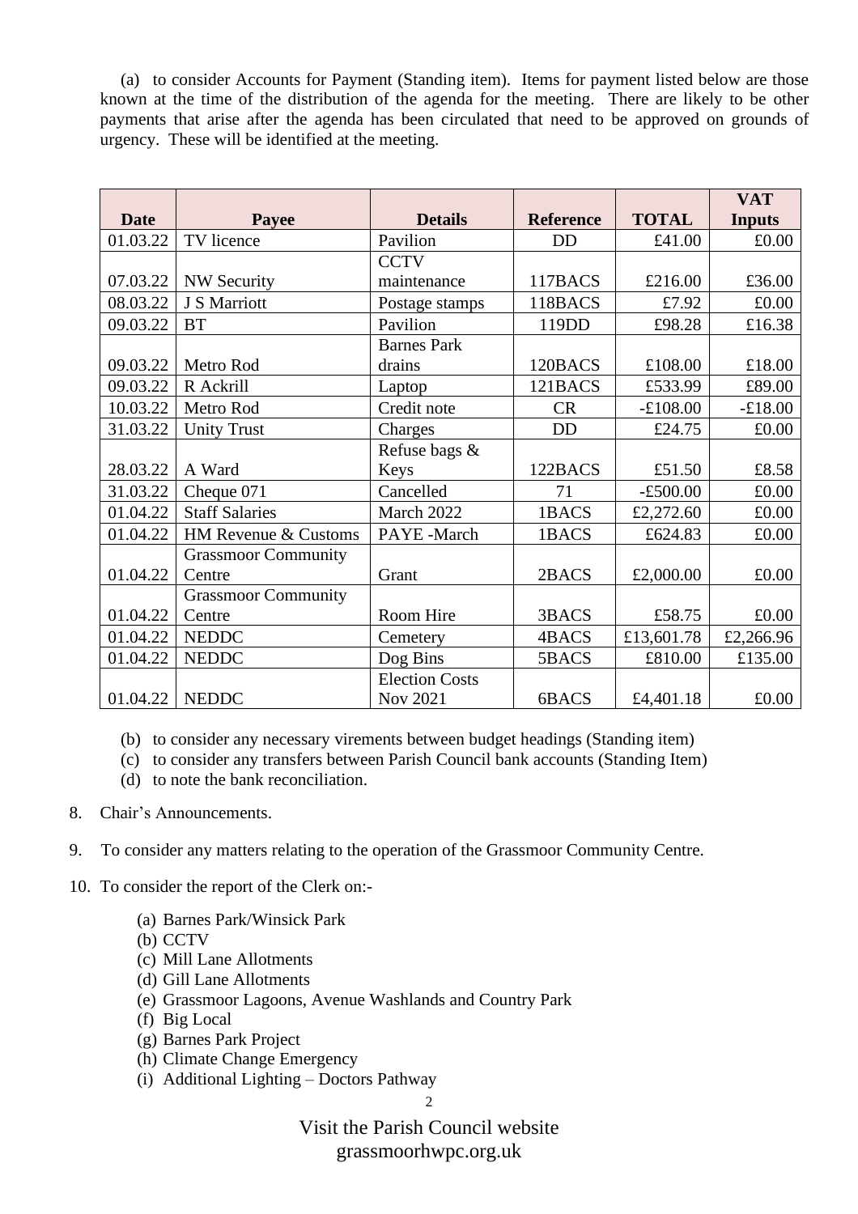(a) to consider Accounts for Payment (Standing item). Items for payment listed below are those known at the time of the distribution of the agenda for the meeting. There are likely to be other payments that arise after the agenda has been circulated that need to be approved on grounds of urgency. These will be identified at the meeting.

| Date | Payee | Details | Reference | TOTAL | VAT Inputs |
|---|---|---|---|---|---|
| 01.03.22 | TV licence | Pavilion | DD | £41.00 | £0.00 |
| 07.03.22 | NW Security | CCTV maintenance | 117BACS | £216.00 | £36.00 |
| 08.03.22 | J S Marriott | Postage stamps | 118BACS | £7.92 | £0.00 |
| 09.03.22 | BT | Pavilion | 119DD | £98.28 | £16.38 |
| 09.03.22 | Metro Rod | Barnes Park drains | 120BACS | £108.00 | £18.00 |
| 09.03.22 | R Ackrill | Laptop | 121BACS | £533.99 | £89.00 |
| 10.03.22 | Metro Rod | Credit note | CR | -£108.00 | -£18.00 |
| 31.03.22 | Unity Trust | Charges | DD | £24.75 | £0.00 |
| 28.03.22 | A Ward | Refuse bags & Keys | 122BACS | £51.50 | £8.58 |
| 31.03.22 | Cheque 071 | Cancelled | 71 | -£500.00 | £0.00 |
| 01.04.22 | Staff Salaries | March 2022 | 1BACS | £2,272.60 | £0.00 |
| 01.04.22 | HM Revenue & Customs | PAYE -March | 1BACS | £624.83 | £0.00 |
| 01.04.22 | Grassmoor Community Centre | Grant | 2BACS | £2,000.00 | £0.00 |
| 01.04.22 | Grassmoor Community Centre | Room Hire | 3BACS | £58.75 | £0.00 |
| 01.04.22 | NEDDC | Cemetery | 4BACS | £13,601.78 | £2,266.96 |
| 01.04.22 | NEDDC | Dog Bins | 5BACS | £810.00 | £135.00 |
| 01.04.22 | NEDDC | Election Costs Nov 2021 | 6BACS | £4,401.18 | £0.00 |

(b) to consider any necessary virements between budget headings (Standing item)
(c) to consider any transfers between Parish Council bank accounts (Standing Item)
(d) to note the bank reconciliation.

8. Chair's Announcements.

9. To consider any matters relating to the operation of the Grassmoor Community Centre.

10. To consider the report of the Clerk on:-

(a) Barnes Park/Winsick Park
(b) CCTV
(c) Mill Lane Allotments
(d) Gill Lane Allotments
(e) Grassmoor Lagoons, Avenue Washlands and Country Park
(f) Big Local
(g) Barnes Park Project
(h) Climate Change Emergency
(i) Additional Lighting – Doctors Pathway

Visit the Parish Council website
grassmoorhwpc.org.uk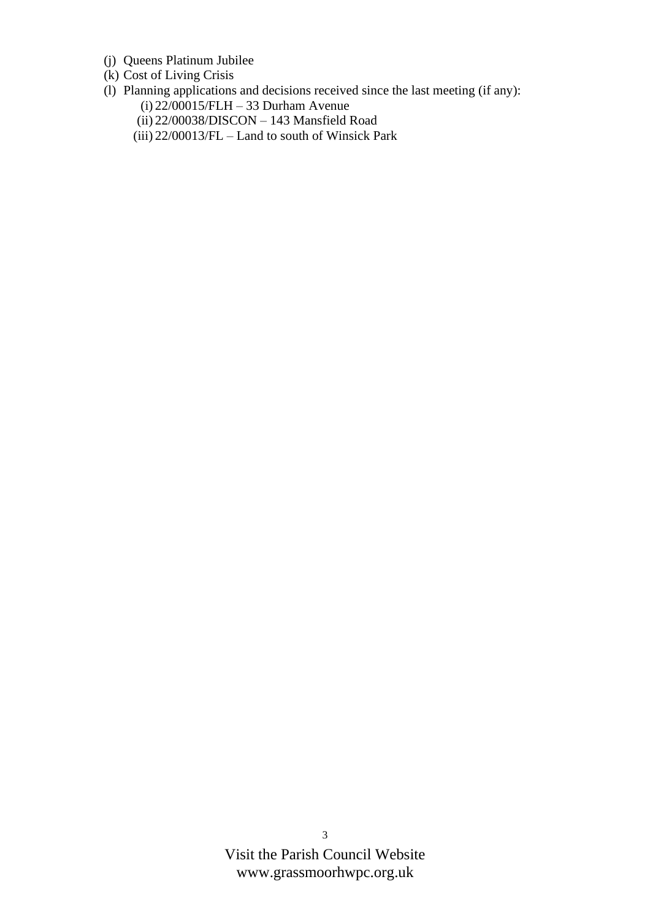(j) Queens Platinum Jubilee

(k) Cost of Living Crisis

(l) Planning applications and decisions received since the last meeting (if any):

  (i) 22/00015/FLH – 33 Durham Avenue

  (ii) 22/00038/DISCON – 143 Mansfield Road

  (iii) 22/00013/FL – Land to south of Winsick Park

Visit the Parish Council Website
www.grassmoorhwpc.org.uk